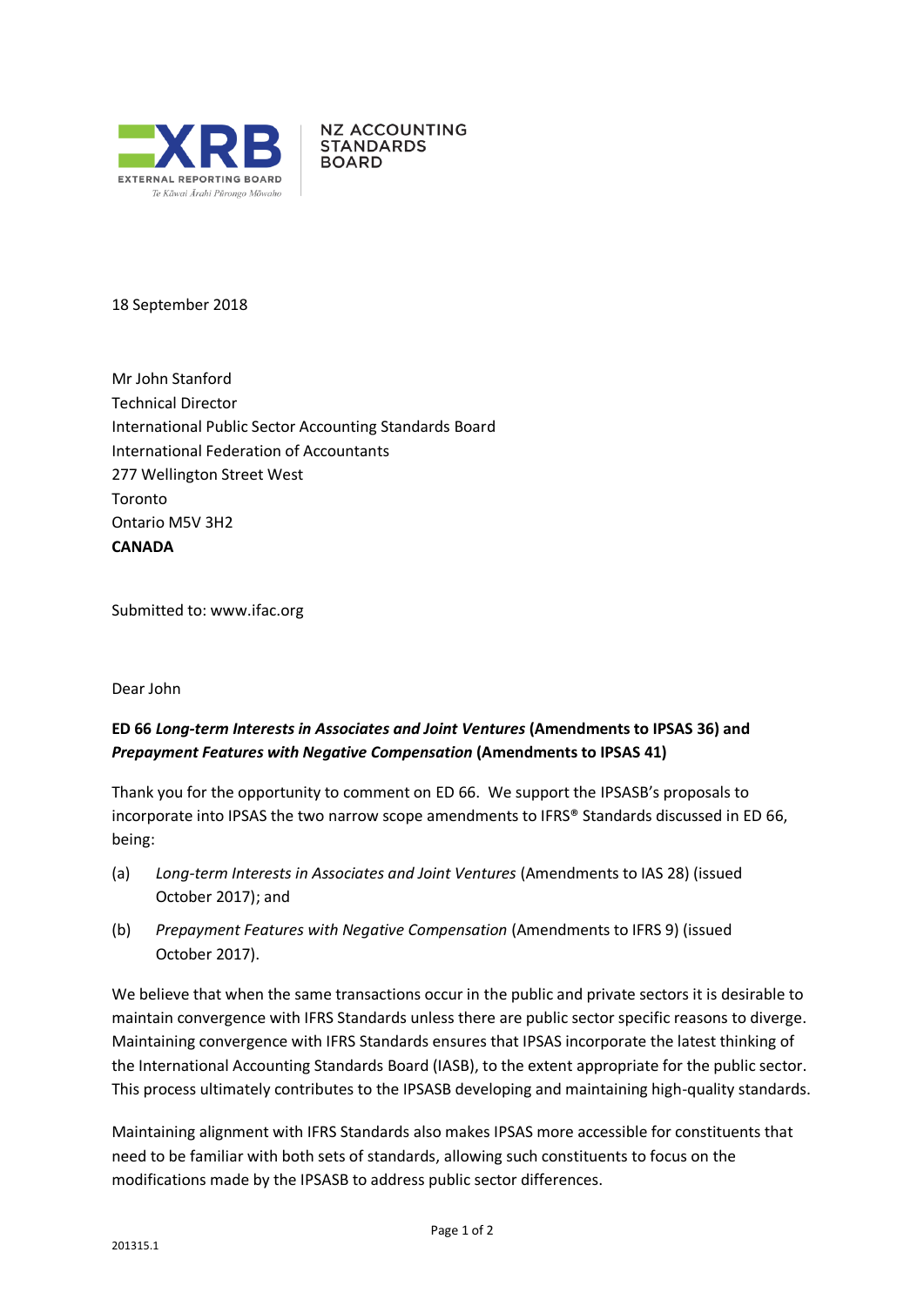XRB EXTERNAL REPORTING BOARD
Te Kāwai Ārahi Pūrongo Mōwaho

NZ ACCOUNTING STANDARDS BOARD

18 September 2018

Mr John Stanford
Technical Director
International Public Sector Accounting Standards Board
International Federation of Accountants
277 Wellington Street West
Toronto
Ontario M5V 3H2
**CANADA**

Submitted to: www.ifac.org

Dear John

**ED 66 *Long-term Interests in Associates and Joint Ventures* (Amendments to IPSAS 36) and *Prepayment Features with Negative Compensation* (Amendments to IPSAS 41)**

Thank you for the opportunity to comment on ED 66. We support the IPSASB's proposals to incorporate into IPSAS the two narrow scope amendments to IFRS® Standards discussed in ED 66, being:

(a) *Long-term Interests in Associates and Joint Ventures* (Amendments to IAS 28) (issued October 2017); and

(b) *Prepayment Features with Negative Compensation* (Amendments to IFRS 9) (issued October 2017).

We believe that when the same transactions occur in the public and private sectors it is desirable to maintain convergence with IFRS Standards unless there are public sector specific reasons to diverge. Maintaining convergence with IFRS Standards ensures that IPSAS incorporate the latest thinking of the International Accounting Standards Board (IASB), to the extent appropriate for the public sector. This process ultimately contributes to the IPSASB developing and maintaining high-quality standards.

Maintaining alignment with IFRS Standards also makes IPSAS more accessible for constituents that need to be familiar with both sets of standards, allowing such constituents to focus on the modifications made by the IPSASB to address public sector differences.

201315.1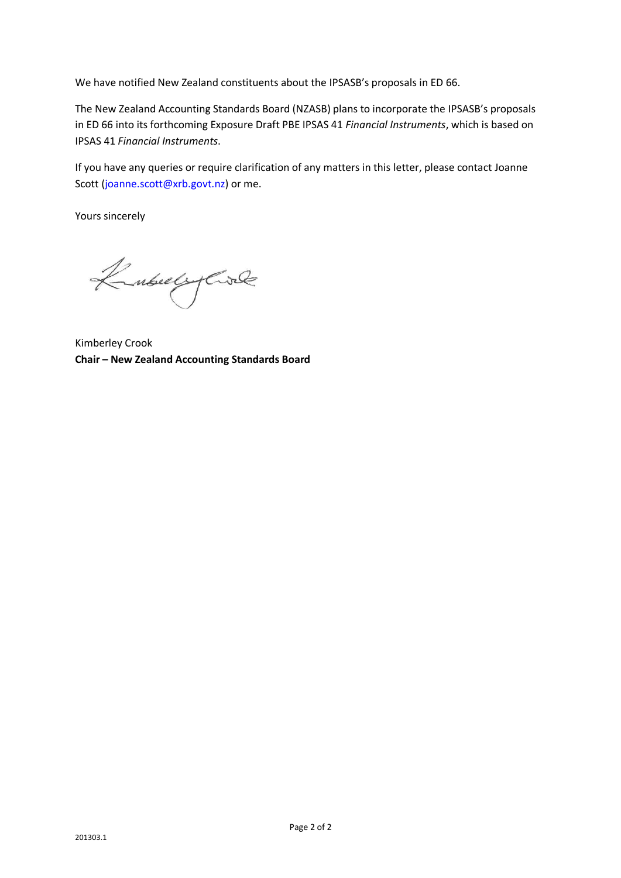We have notified New Zealand constituents about the IPSASB's proposals in ED 66.

The New Zealand Accounting Standards Board (NZASB) plans to incorporate the IPSASB's proposals in ED 66 into its forthcoming Exposure Draft PBE IPSAS 41 *Financial Instruments*, which is based on IPSAS 41 *Financial Instruments*.

If you have any queries or require clarification of any matters in this letter, please contact Joanne Scott (joanne.scott@xrb.govt.nz) or me.

Yours sincerely

Kimberley Crook
**Chair – New Zealand Accounting Standards Board**

201303.1